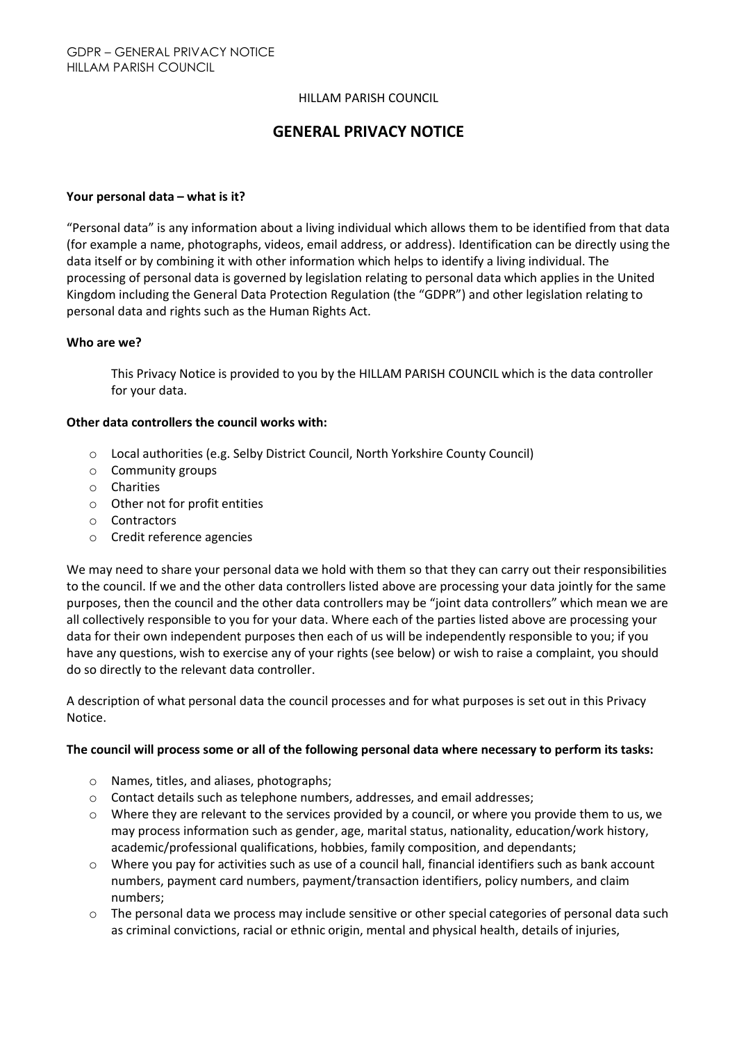HILLAM PARISH COUNCIL

# GENERAL PRIVACY NOTICE

**Your personal data – what is it?**

"Personal data" is any information about a living individual which allows them to be identified from that data (for example a name, photographs, videos, email address, or address). Identification can be directly using the data itself or by combining it with other information which helps to identify a living individual. The processing of personal data is governed by legislation relating to personal data which applies in the United Kingdom including the General Data Protection Regulation (the "GDPR") and other legislation relating to personal data and rights such as the Human Rights Act.

**Who are we?**

This Privacy Notice is provided to you by the HILLAM PARISH COUNCIL which is the data controller for your data.

**Other data controllers the council works with:**

- Local authorities (e.g. Selby District Council, North Yorkshire County Council)
- Community groups
- Charities
- Other not for profit entities
- Contractors
- Credit reference agencies

We may need to share your personal data we hold with them so that they can carry out their responsibilities to the council. If we and the other data controllers listed above are processing your data jointly for the same purposes, then the council and the other data controllers may be "joint data controllers" which mean we are all collectively responsible to you for your data. Where each of the parties listed above are processing your data for their own independent purposes then each of us will be independently responsible to you; if you have any questions, wish to exercise any of your rights (see below) or wish to raise a complaint, you should do so directly to the relevant data controller.

A description of what personal data the council processes and for what purposes is set out in this Privacy Notice.

**The council will process some or all of the following personal data where necessary to perform its tasks:**

- Names, titles, and aliases, photographs;
- Contact details such as telephone numbers, addresses, and email addresses;
- Where they are relevant to the services provided by a council, or where you provide them to us, we may process information such as gender, age, marital status, nationality, education/work history, academic/professional qualifications, hobbies, family composition, and dependants;
- Where you pay for activities such as use of a council hall, financial identifiers such as bank account numbers, payment card numbers, payment/transaction identifiers, policy numbers, and claim numbers;
- The personal data we process may include sensitive or other special categories of personal data such as criminal convictions, racial or ethnic origin, mental and physical health, details of injuries,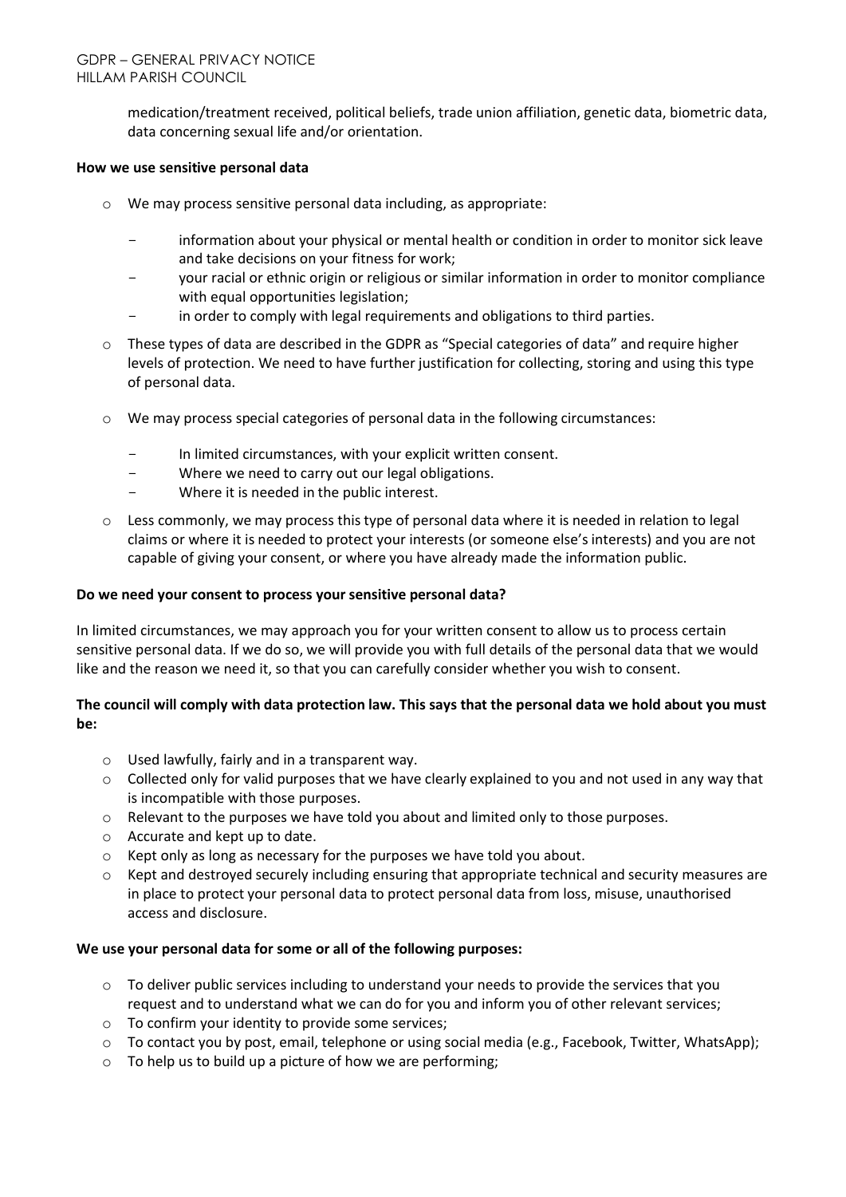medication/treatment received, political beliefs, trade union affiliation, genetic data, biometric data, data concerning sexual life and/or orientation.

**How we use sensitive personal data**

- We may process sensitive personal data including, as appropriate:
  - information about your physical or mental health or condition in order to monitor sick leave and take decisions on your fitness for work;
  - your racial or ethnic origin or religious or similar information in order to monitor compliance with equal opportunities legislation;
  - in order to comply with legal requirements and obligations to third parties.
- These types of data are described in the GDPR as "Special categories of data" and require higher levels of protection. We need to have further justification for collecting, storing and using this type of personal data.
- We may process special categories of personal data in the following circumstances:
  - In limited circumstances, with your explicit written consent.
  - Where we need to carry out our legal obligations.
  - Where it is needed in the public interest.
- Less commonly, we may process this type of personal data where it is needed in relation to legal claims or where it is needed to protect your interests (or someone else's interests) and you are not capable of giving your consent, or where you have already made the information public.

**Do we need your consent to process your sensitive personal data?**

In limited circumstances, we may approach you for your written consent to allow us to process certain sensitive personal data. If we do so, we will provide you with full details of the personal data that we would like and the reason we need it, so that you can carefully consider whether you wish to consent.

**The council will comply with data protection law. This says that the personal data we hold about you must be:**

- Used lawfully, fairly and in a transparent way.
- Collected only for valid purposes that we have clearly explained to you and not used in any way that is incompatible with those purposes.
- Relevant to the purposes we have told you about and limited only to those purposes.
- Accurate and kept up to date.
- Kept only as long as necessary for the purposes we have told you about.
- Kept and destroyed securely including ensuring that appropriate technical and security measures are in place to protect your personal data to protect personal data from loss, misuse, unauthorised access and disclosure.

**We use your personal data for some or all of the following purposes:**

- To deliver public services including to understand your needs to provide the services that you request and to understand what we can do for you and inform you of other relevant services;
- To confirm your identity to provide some services;
- To contact you by post, email, telephone or using social media (e.g., Facebook, Twitter, WhatsApp);
- To help us to build up a picture of how we are performing;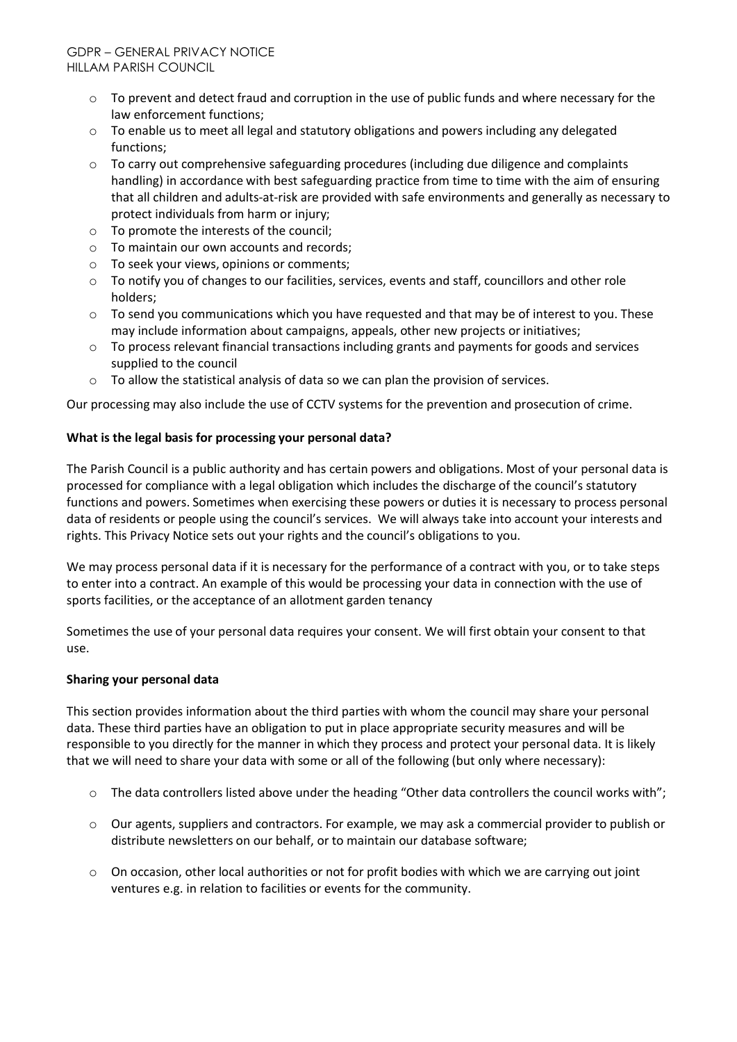- To prevent and detect fraud and corruption in the use of public funds and where necessary for the law enforcement functions;
- To enable us to meet all legal and statutory obligations and powers including any delegated functions;
- To carry out comprehensive safeguarding procedures (including due diligence and complaints handling) in accordance with best safeguarding practice from time to time with the aim of ensuring that all children and adults-at-risk are provided with safe environments and generally as necessary to protect individuals from harm or injury;
- To promote the interests of the council;
- To maintain our own accounts and records;
- To seek your views, opinions or comments;
- To notify you of changes to our facilities, services, events and staff, councillors and other role holders;
- To send you communications which you have requested and that may be of interest to you. These may include information about campaigns, appeals, other new projects or initiatives;
- To process relevant financial transactions including grants and payments for goods and services supplied to the council
- To allow the statistical analysis of data so we can plan the provision of services.

Our processing may also include the use of CCTV systems for the prevention and prosecution of crime.

**What is the legal basis for processing your personal data?**

The Parish Council is a public authority and has certain powers and obligations. Most of your personal data is processed for compliance with a legal obligation which includes the discharge of the council's statutory functions and powers. Sometimes when exercising these powers or duties it is necessary to process personal data of residents or people using the council's services. We will always take into account your interests and rights. This Privacy Notice sets out your rights and the council's obligations to you.

We may process personal data if it is necessary for the performance of a contract with you, or to take steps to enter into a contract. An example of this would be processing your data in connection with the use of sports facilities, or the acceptance of an allotment garden tenancy

Sometimes the use of your personal data requires your consent. We will first obtain your consent to that use.

**Sharing your personal data**

This section provides information about the third parties with whom the council may share your personal data. These third parties have an obligation to put in place appropriate security measures and will be responsible to you directly for the manner in which they process and protect your personal data. It is likely that we will need to share your data with some or all of the following (but only where necessary):

- The data controllers listed above under the heading "Other data controllers the council works with";
- Our agents, suppliers and contractors. For example, we may ask a commercial provider to publish or distribute newsletters on our behalf, or to maintain our database software;
- On occasion, other local authorities or not for profit bodies with which we are carrying out joint ventures e.g. in relation to facilities or events for the community.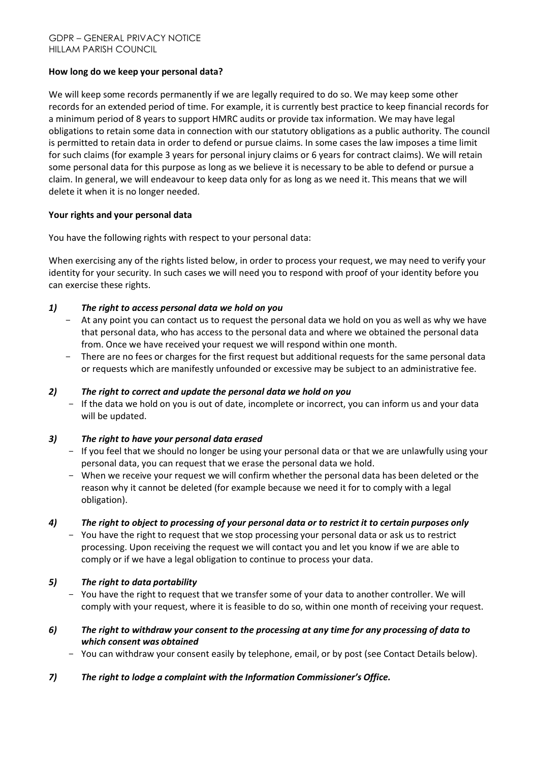**How long do we keep your personal data?**

We will keep some records permanently if we are legally required to do so. We may keep some other records for an extended period of time. For example, it is currently best practice to keep financial records for a minimum period of 8 years to support HMRC audits or provide tax information. We may have legal obligations to retain some data in connection with our statutory obligations as a public authority. The council is permitted to retain data in order to defend or pursue claims. In some cases the law imposes a time limit for such claims (for example 3 years for personal injury claims or 6 years for contract claims). We will retain some personal data for this purpose as long as we believe it is necessary to be able to defend or pursue a claim. In general, we will endeavour to keep data only for as long as we need it. This means that we will delete it when it is no longer needed.

**Your rights and your personal data**

You have the following rights with respect to your personal data:

When exercising any of the rights listed below, in order to process your request, we may need to verify your identity for your security. In such cases we will need you to respond with proof of your identity before you can exercise these rights.

***1) The right to access personal data we hold on you***

- At any point you can contact us to request the personal data we hold on you as well as why we have that personal data, who has access to the personal data and where we obtained the personal data from. Once we have received your request we will respond within one month.
- There are no fees or charges for the first request but additional requests for the same personal data or requests which are manifestly unfounded or excessive may be subject to an administrative fee.

***2) The right to correct and update the personal data we hold on you***

- If the data we hold on you is out of date, incomplete or incorrect, you can inform us and your data will be updated.

***3) The right to have your personal data erased***

- If you feel that we should no longer be using your personal data or that we are unlawfully using your personal data, you can request that we erase the personal data we hold.
- When we receive your request we will confirm whether the personal data has been deleted or the reason why it cannot be deleted (for example because we need it for to comply with a legal obligation).

***4) The right to object to processing of your personal data or to restrict it to certain purposes only***

- You have the right to request that we stop processing your personal data or ask us to restrict processing. Upon receiving the request we will contact you and let you know if we are able to comply or if we have a legal obligation to continue to process your data.

***5) The right to data portability***

- You have the right to request that we transfer some of your data to another controller. We will comply with your request, where it is feasible to do so, within one month of receiving your request.

***6) The right to withdraw your consent to the processing at any time for any processing of data to which consent was obtained***

- You can withdraw your consent easily by telephone, email, or by post (see Contact Details below).

***7) The right to lodge a complaint with the Information Commissioner's Office.***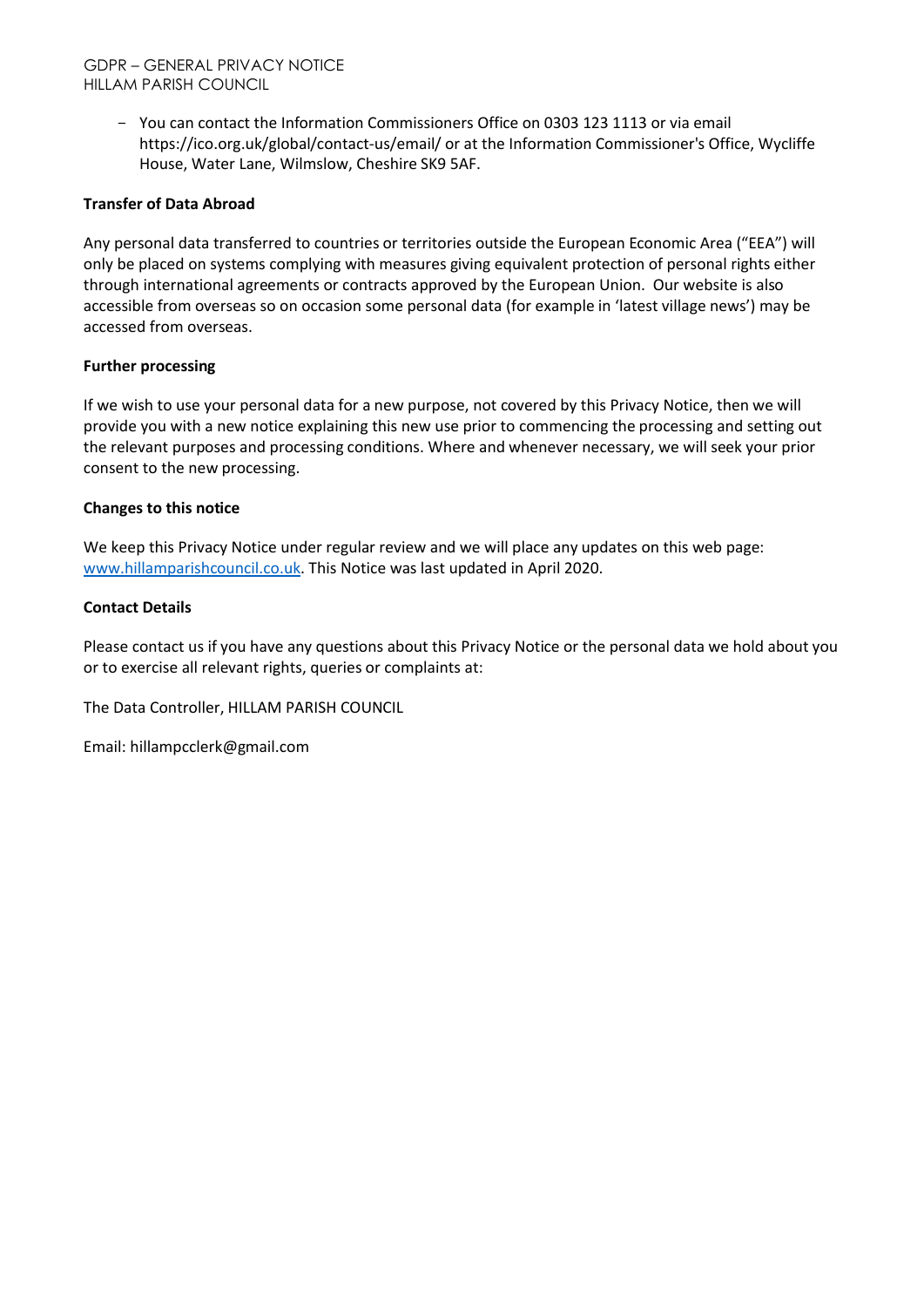- You can contact the Information Commissioners Office on 0303 123 1113 or via email https://ico.org.uk/global/contact-us/email/ or at the Information Commissioner's Office, Wycliffe House, Water Lane, Wilmslow, Cheshire SK9 5AF.

**Transfer of Data Abroad**

Any personal data transferred to countries or territories outside the European Economic Area ("EEA") will only be placed on systems complying with measures giving equivalent protection of personal rights either through international agreements or contracts approved by the European Union. Our website is also accessible from overseas so on occasion some personal data (for example in 'latest village news') may be accessed from overseas.

**Further processing**

If we wish to use your personal data for a new purpose, not covered by this Privacy Notice, then we will provide you with a new notice explaining this new use prior to commencing the processing and setting out the relevant purposes and processing conditions. Where and whenever necessary, we will seek your prior consent to the new processing.

**Changes to this notice**

We keep this Privacy Notice under regular review and we will place any updates on this web page: [www.hillamparishcouncil.co.uk](www.hillamparishcouncil.co.uk). This Notice was last updated in April 2020.

**Contact Details**

Please contact us if you have any questions about this Privacy Notice or the personal data we hold about you or to exercise all relevant rights, queries or complaints at:

The Data Controller, HILLAM PARISH COUNCIL

Email: hillampcclerk@gmail.com